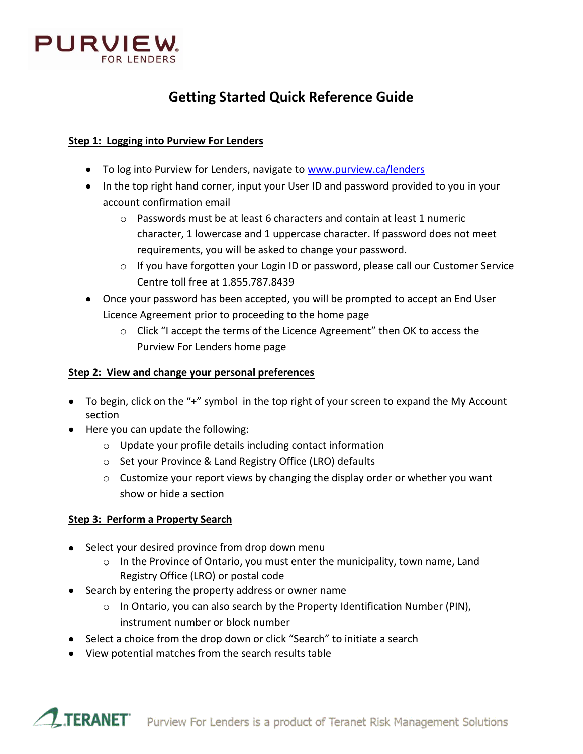# Getting Started Quick Reference Guide

**Step 1: Logging into Purview For Lenders**

- To log into Purview for Lenders, navigate to www.purview.ca/lenders
- In the top right hand corner, input your User ID and password provided to you in your account confirmation email
  - Passwords must be at least 6 characters and contain at least 1 numeric character, 1 lowercase and 1 uppercase character. If password does not meet requirements, you will be asked to change your password.
  - If you have forgotten your Login ID or password, please call our Customer Service Centre toll free at 1.855.787.8439
- Once your password has been accepted, you will be prompted to accept an End User Licence Agreement prior to proceeding to the home page
  - Click "I accept the terms of the Licence Agreement" then OK to access the Purview For Lenders home page

**Step 2: View and change your personal preferences**

- To begin, click on the "+" symbol in the top right of your screen to expand the My Account section
- Here you can update the following:
  - Update your profile details including contact information
  - Set your Province & Land Registry Office (LRO) defaults
  - Customize your report views by changing the display order or whether you want show or hide a section

**Step 3: Perform a Property Search**

- Select your desired province from drop down menu
  - In the Province of Ontario, you must enter the municipality, town name, Land Registry Office (LRO) or postal code
- Search by entering the property address or owner name
  - In Ontario, you can also search by the Property Identification Number (PIN), instrument number or block number
- Select a choice from the drop down or click "Search" to initiate a search
- View potential matches from the search results table

Purview For Lenders is a product of Teranet Risk Management Solutions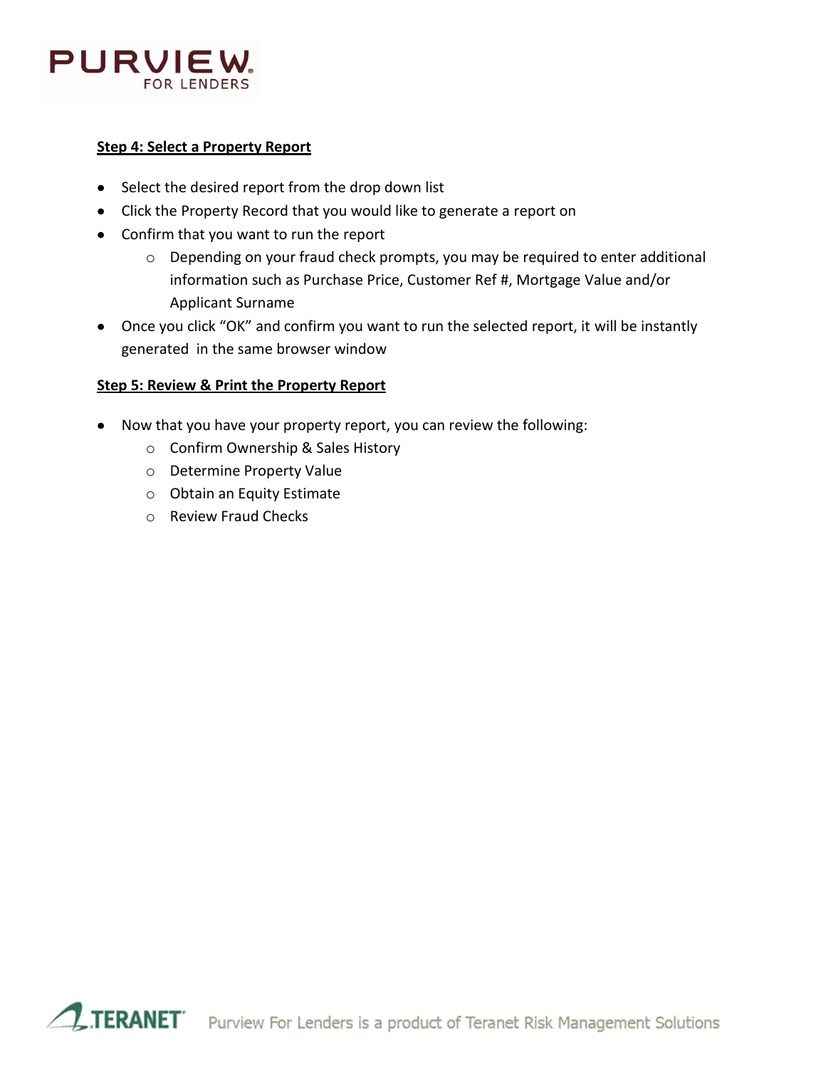**Step 4: Select a Property Report**

- Select the desired report from the drop down list
- Click the Property Record that you would like to generate a report on
- Confirm that you want to run the report
  - Depending on your fraud check prompts, you may be required to enter additional information such as Purchase Price, Customer Ref #, Mortgage Value and/or Applicant Surname
- Once you click "OK" and confirm you want to run the selected report, it will be instantly generated in the same browser window

**Step 5: Review & Print the Property Report**

- Now that you have your property report, you can review the following:
  - Confirm Ownership & Sales History
  - Determine Property Value
  - Obtain an Equity Estimate
  - Review Fraud Checks